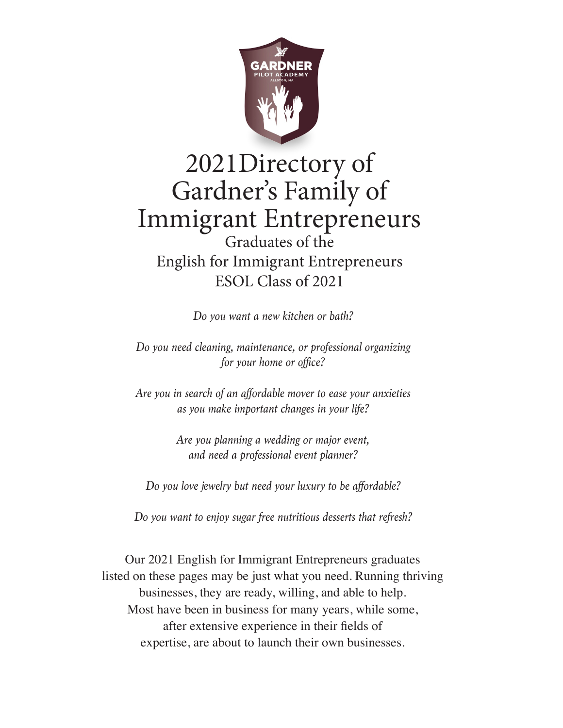GARDNER
PILOT ACADEMY
ALLSTON, MA

# 2021Directory of Gardner's Family of Immigrant Entrepreneurs

## Graduates of the English for Immigrant Entrepreneurs ESOL Class of 2021

*Do you want a new kitchen or bath?*

*Do you need cleaning, maintenance, or professional organizing for your home or office?*

*Are you in search of an affordable mover to ease your anxieties as you make important changes in your life?*

*Are you planning a wedding or major event, and need a professional event planner?*

*Do you love jewelry but need your luxury to be affordable?*

*Do you want to enjoy sugar free nutritious desserts that refresh?*

Our 2021 English for Immigrant Entrepreneurs graduates listed on these pages may be just what you need. Running thriving businesses, they are ready, willing, and able to help. Most have been in business for many years, while some, after extensive experience in their fields of expertise, are about to launch their own businesses.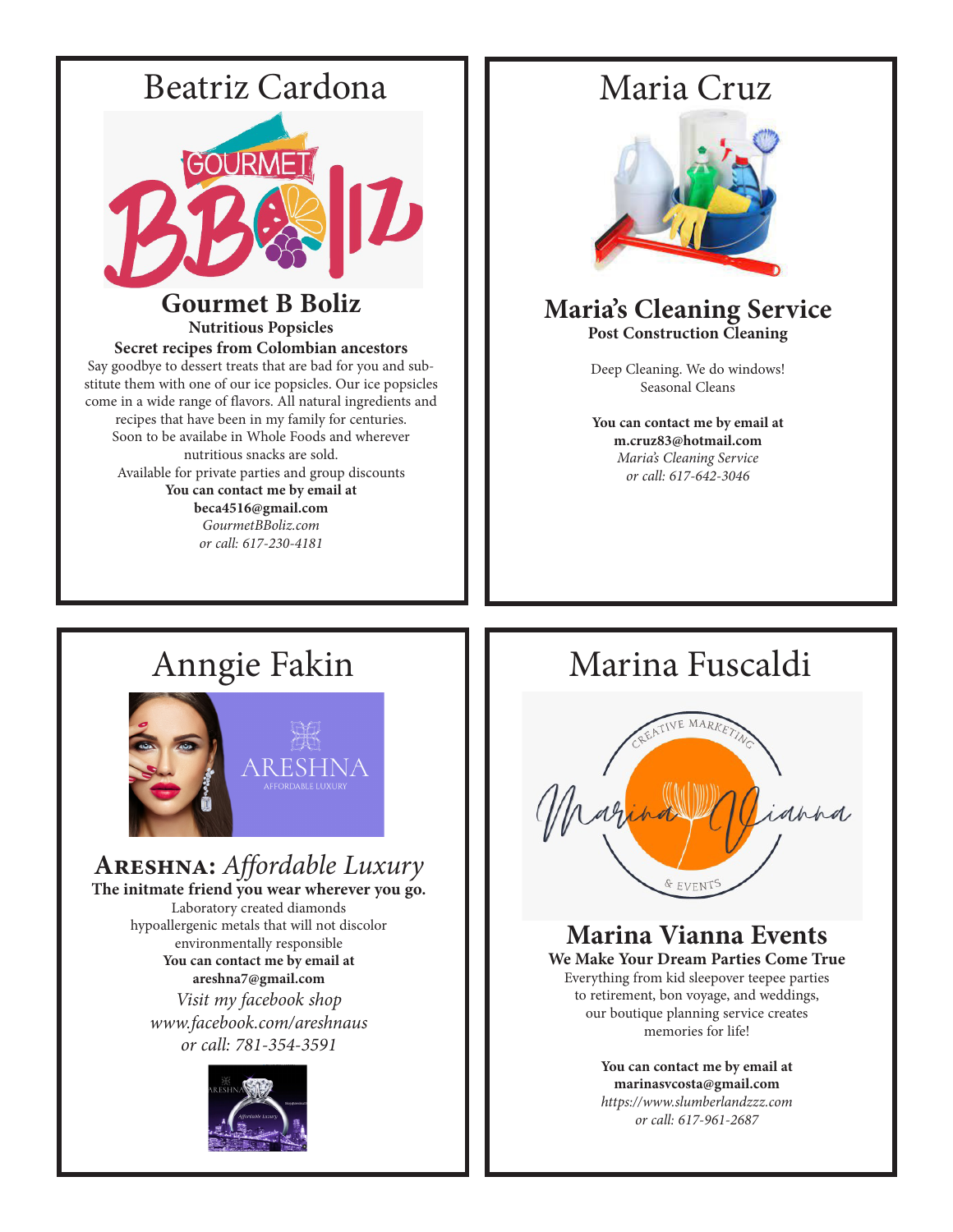## Beatriz Cardona

### Gourmet B Boliz

**Nutritious Popsicles**

**Secret recipes from Colombian ancestors**

Say goodbye to dessert treats that are bad for you and substitute them with one of our ice popsicles. Our ice popsicles come in a wide range of flavors. All natural ingredients and recipes that have been in my family for centuries. Soon to be availabe in Whole Foods and wherever nutritious snacks are sold.
Available for private parties and group discounts

**You can contact me by email at**
**beca4516@gmail.com**
*GourmetBBoliz.com*
*or call: 617-230-4181*

## Maria Cruz

### Maria's Cleaning Service

**Post Construction Cleaning**

Deep Cleaning. We do windows!
Seasonal Cleans

**You can contact me by email at**
**m.cruz83@hotmail.com**
*Maria's Cleaning Service*
*or call: 617-642-3046*

## Anngie Fakin

### ARESHNA: *Affordable Luxury*

**The initmate friend you wear wherever you go.**

Laboratory created diamonds
hypoallergenic metals that will not discolor
environmentally responsible

**You can contact me by email at**
**areshna7@gmail.com**
*Visit my facebook shop*
*www.facebook.com/areshnaus*
*or call: 781-354-3591*

## Marina Fuscaldi

### Marina Vianna Events

**We Make Your Dream Parties Come True**

Everything from kid sleepover teepee parties to retirement, bon voyage, and weddings, our boutique planning service creates memories for life!

**You can contact me by email at**
**marinasvcosta@gmail.com**
*https://www.slumberlandzzz.com*
*or call: 617-961-2687*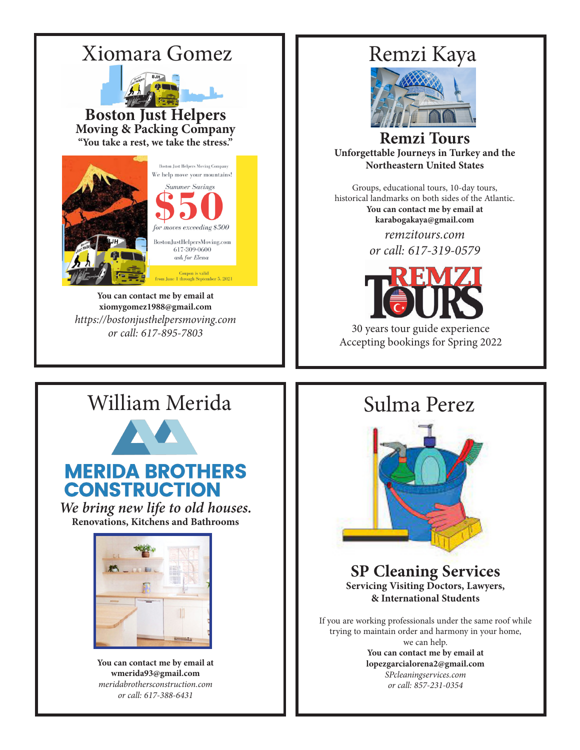# Xiomara Gomez

## Boston Just Helpers

**Moving & Packing Company**

**"You take a rest, we take the stress."**

Boston Just Helpers Moving Company

We help move your mountains!

*Summer Savings*

**$50**

*for moves exceeding $500*

BostonJustHelpersMoving.com
617-309-0600
*ask for Elena*

Coupon is valid
from June 1 through September 5, 2021

**You can contact me by email at**
**xiomygomez1988@gmail.com**

*https://bostonjusthelpersmoving.com*
*or call: 617-895-7803*

# Remzi Kaya

## Remzi Tours

**Unforgettable Journeys in Turkey and the Northeastern United States**

Groups, educational tours, 10-day tours, historical landmarks on both sides of the Atlantic.

**You can contact me by email at**
**karabogakaya@gmail.com**

*remzitours.com*
*or call: 617-319-0579*

REMZI TOURS

30 years tour guide experience
Accepting bookings for Spring 2022

# William Merida

## MERIDA BROTHERS CONSTRUCTION

***We bring new life to old houses.***

**Renovations, Kitchens and Bathrooms**

**You can contact me by email at**
**wmerida93@gmail.com**

*meridabrothersconstruction.com*
*or call: 617-388-6431*

# Sulma Perez

## SP Cleaning Services

**Servicing Visiting Doctors, Lawyers, & International Students**

If you are working professionals under the same roof while trying to maintain order and harmony in your home, we can help.

**You can contact me by email at**
**lopezgarcialorena2@gmail.com**

*SPcleaningservices.com*
*or call: 857-231-0354*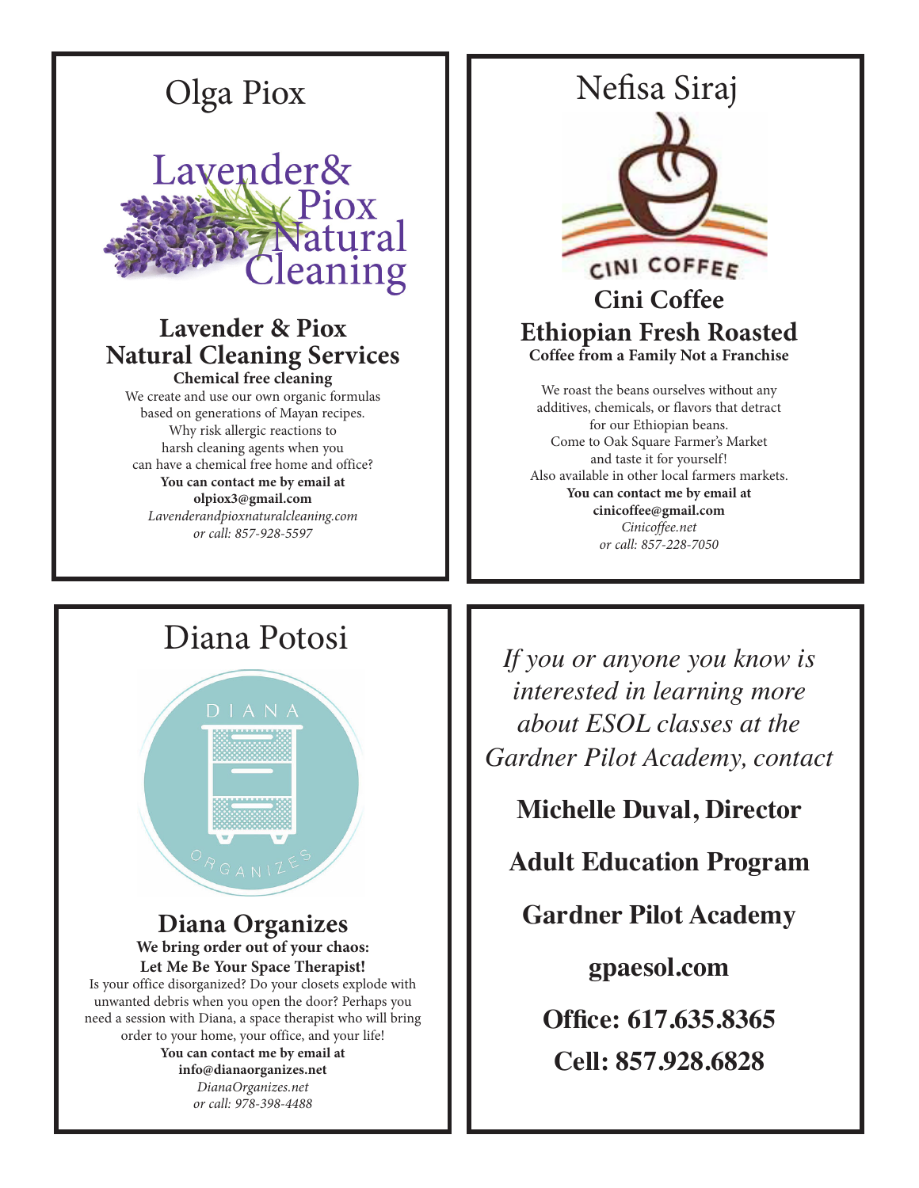## Olga Piox

Lavender&
Piox
Natural
Cleaning

### Lavender & Piox Natural Cleaning Services

**Chemical free cleaning**

We create and use our own organic formulas based on generations of Mayan recipes. Why risk allergic reactions to harsh cleaning agents when you can have a chemical free home and office?

**You can contact me by email at**
**olpiox3@gmail.com**
*Lavenderandpioxnaturalcleaning.com*
*or call: 857-928-5597*

## Nefisa Siraj

CINI COFFEE

### Cini Coffee
### Ethiopian Fresh Roasted

**Coffee from a Family Not a Franchise**

We roast the beans ourselves without any additives, chemicals, or flavors that detract for our Ethiopian beans. Come to Oak Square Farmer's Market and taste it for yourself! Also available in other local farmers markets.

**You can contact me by email at**
**cinicoffee@gmail.com**
*Cinicoffee.net*
*or call: 857-228-7050*

## Diana Potosi

DIANA
ORGANIZES

### Diana Organizes

**We bring order out of your chaos:**
**Let Me Be Your Space Therapist!**

Is your office disorganized? Do your closets explode with unwanted debris when you open the door? Perhaps you need a session with Diana, a space therapist who will bring order to your home, your office, and your life!

**You can contact me by email at**
**info@dianaorganizes.net**
*DianaOrganizes.net*
*or call: 978-398-4488*

*If you or anyone you know is interested in learning more about ESOL classes at the Gardner Pilot Academy, contact*

**Michelle Duval, Director**

**Adult Education Program**

**Gardner Pilot Academy**

**gpaesol.com**

**Office: 617.635.8365**

**Cell: 857.928.6828**